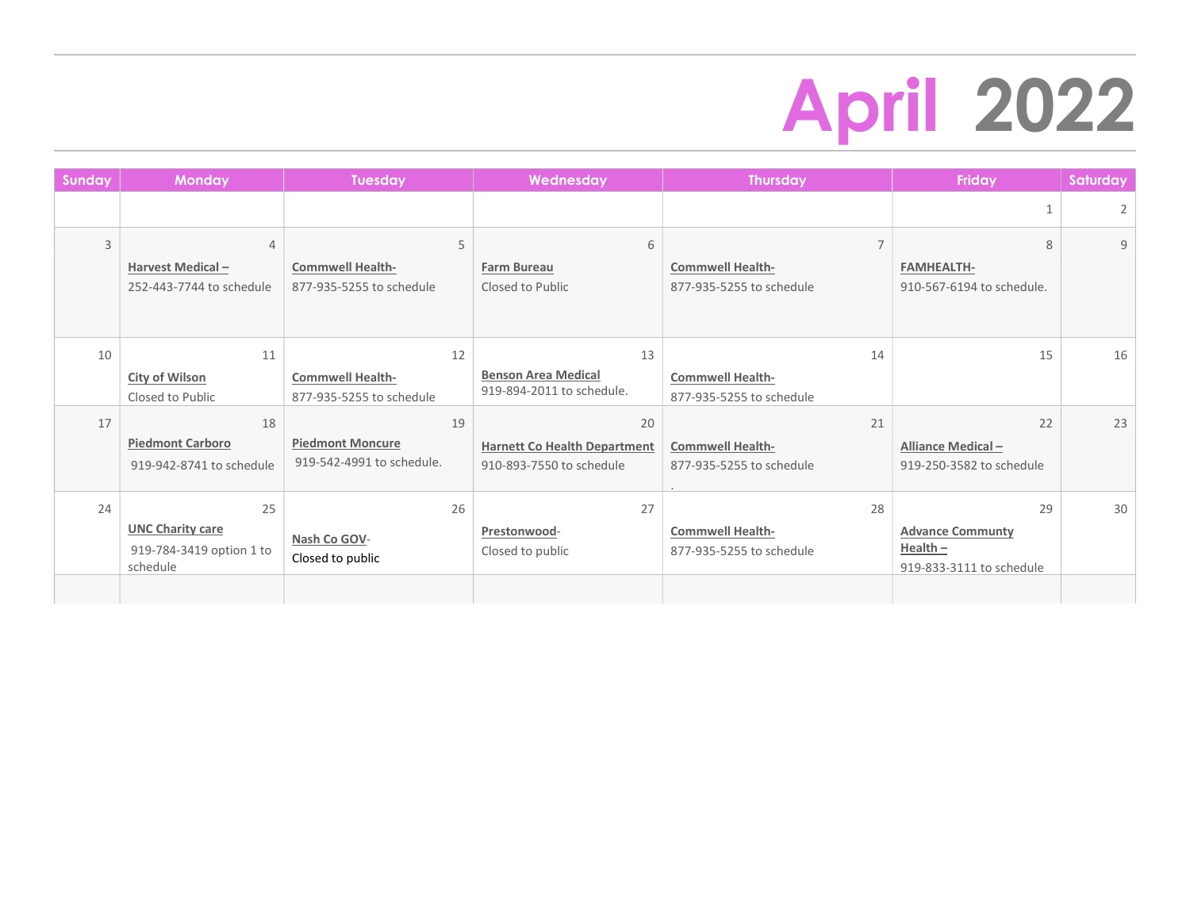# April 2022

| Sunday | Monday | Tuesday | Wednesday | Thursday | Friday | Saturday |
|---|---|---|---|---|---|---|
| | | | | | 1 | 2 |
| 3 | 4 **Harvest Medical –** 252-443-7744 to schedule | 5 **Commwell Health-** 877-935-5255 to schedule | 6 **Farm Bureau** Closed to Public | 7 **Commwell Health-** 877-935-5255 to schedule | 8 **FAMHEALTH-** 910-567-6194 to schedule. | 9 |
| 10 | 11 **City of Wilson** Closed to Public | 12 **Commwell Health-** 877-935-5255 to schedule | 13 **Benson Area Medical** 919-894-2011 to schedule. | 14 **Commwell Health-** 877-935-5255 to schedule | 15 | 16 |
| 17 | 18 **Piedmont Carboro** 919-942-8741 to schedule | 19 **Piedmont Moncure** 919-542-4991 to schedule. | 20 **Harnett Co Health Department** 910-893-7550 to schedule | 21 **Commwell Health-** 877-935-5255 to schedule . | 22 **Alliance Medical –** 919-250-3582 to schedule | 23 |
| 24 | 25 **UNC Charity care** 919-784-3419 option 1 to schedule | 26 **Nash Co GOV**- Closed to public | 27 **Prestonwood**- Closed to public | 28 **Commwell Health-** 877-935-5255 to schedule | 29 **Advance Communty Health –** 919-833-3111 to schedule | 30 |
| | | | | | | |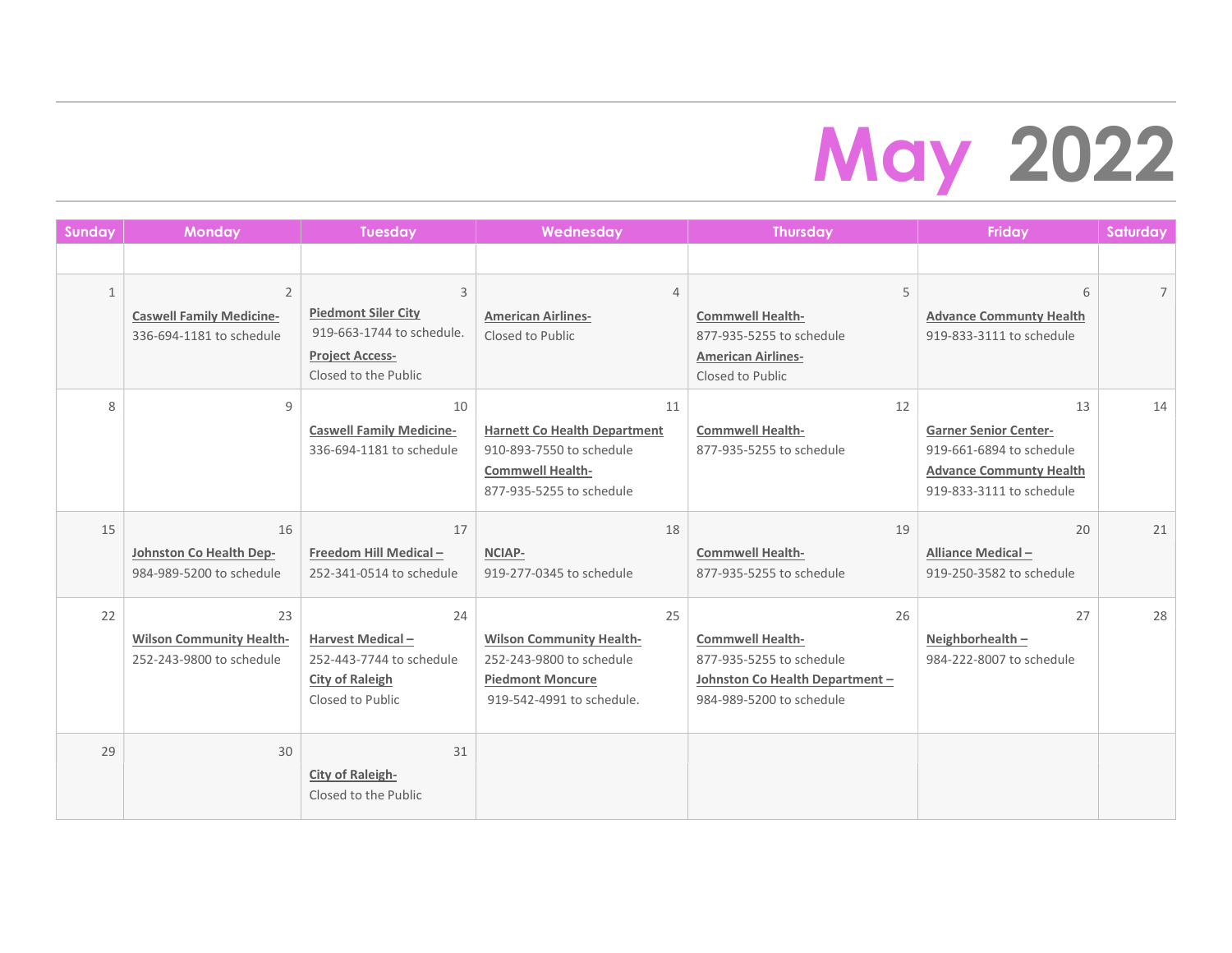# May 2022

| Sunday | Monday | Tuesday | Wednesday | Thursday | Friday | Saturday |
|---|---|---|---|---|---|---|
| | | | | | | |
| 1 | 2<br>**Caswell Family Medicine-**<br>336-694-1181 to schedule | 3<br>**Piedmont Siler City**<br>919-663-1744 to schedule.<br>**Project Access-**<br>Closed to the Public | 4<br>**American Airlines-**<br>Closed to Public | 5<br>**Commwell Health-**<br>877-935-5255 to schedule<br>**American Airlines-**<br>Closed to Public | 6<br>**Advance Communty Health**<br>919-833-3111 to schedule | 7 |
| 8 | 9 | 10<br>**Caswell Family Medicine-**<br>336-694-1181 to schedule | 11<br>**Harnett Co Health Department**<br>910-893-7550 to schedule<br>**Commwell Health-**<br>877-935-5255 to schedule | 12<br>**Commwell Health-**<br>877-935-5255 to schedule | 13<br>**Garner Senior Center-**<br>919-661-6894 to schedule<br>**Advance Communty Health**<br>919-833-3111 to schedule | 14 |
| 15 | 16<br>**Johnston Co Health Dep-**<br>984-989-5200 to schedule | 17<br>**Freedom Hill Medical –**<br>252-341-0514 to schedule | 18<br>**NCIAP-**<br>919-277-0345 to schedule | 19<br>**Commwell Health-**<br>877-935-5255 to schedule | 20<br>**Alliance Medical –**<br>919-250-3582 to schedule | 21 |
| 22 | 23<br>**Wilson Community Health-**<br>252-243-9800 to schedule | 24<br>**Harvest Medical –**<br>252-443-7744 to schedule<br>**City of Raleigh**<br>Closed to Public | 25<br>**Wilson Community Health-**<br>252-243-9800 to schedule<br>**Piedmont Moncure**<br>919-542-4991 to schedule. | 26<br>**Commwell Health-**<br>877-935-5255 to schedule<br>**Johnston Co Health Department –**<br>984-989-5200 to schedule | 27<br>**Neighborhealth –**<br>984-222-8007 to schedule | 28 |
| 29 | 30 | 31<br>**City of Raleigh-**<br>Closed to the Public | | | | |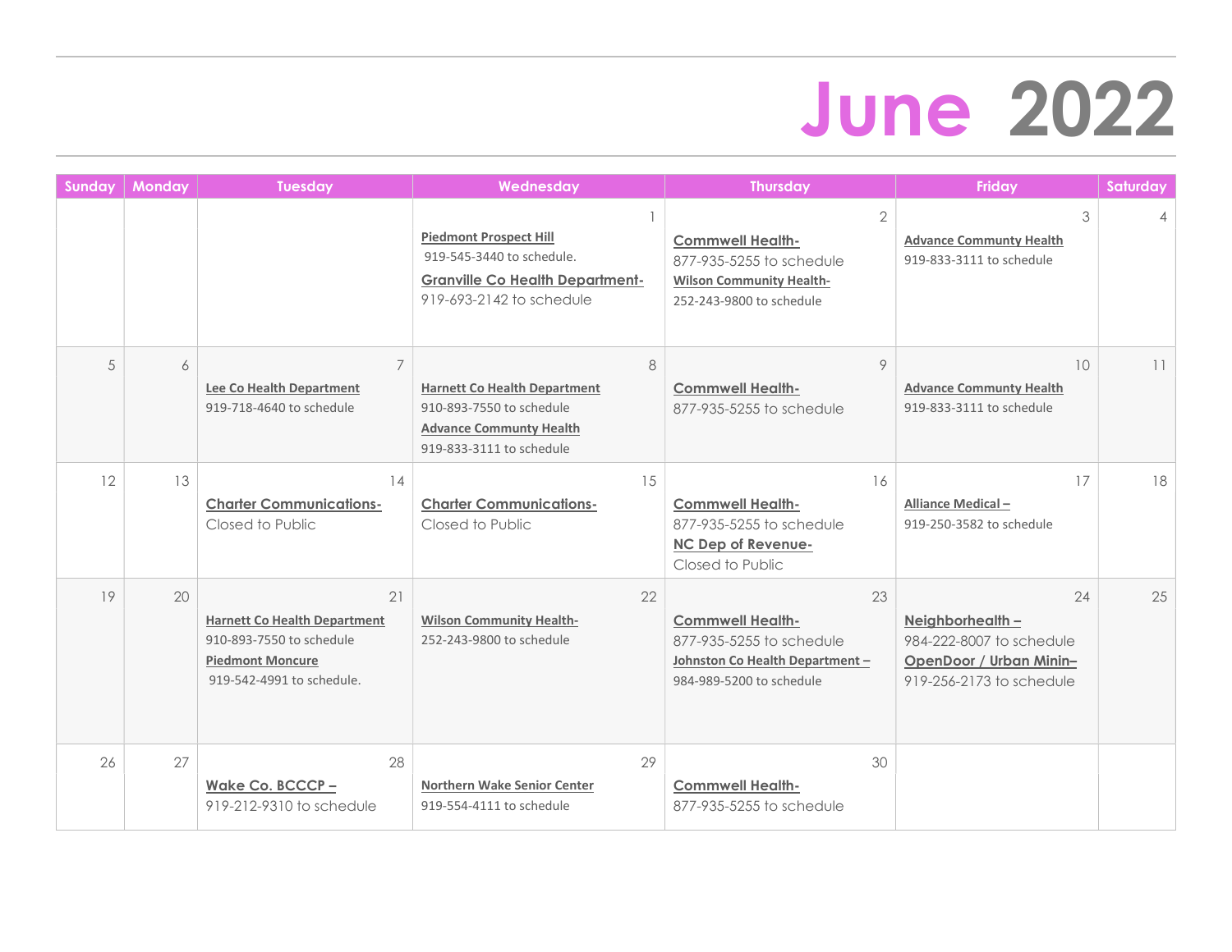# June 2022

| Sunday | Monday | Tuesday | Wednesday | Thursday | Friday | Saturday |
|---|---|---|---|---|---|---|
| | | | 1<br>**Piedmont Prospect Hill**<br>919-545-3440 to schedule.<br>**Granville Co Health Department-**<br>919-693-2142 to schedule | 2<br>**Commwell Health-**<br>877-935-5255 to schedule<br>**Wilson Community Health-**<br>252-243-9800 to schedule | 3<br>**Advance Communty Health**<br>919-833-3111 to schedule | 4 |
| 5 | 6 | 7<br>**Lee Co Health Department**<br>919-718-4640 to schedule | 8<br>**Harnett Co Health Department**<br>910-893-7550 to schedule<br>**Advance Communty Health**<br>919-833-3111 to schedule | 9<br>**Commwell Health-**<br>877-935-5255 to schedule | 10<br>**Advance Communty Health**<br>919-833-3111 to schedule | 11 |
| 12 | 13 | 14<br>**Charter Communications-**<br>Closed to Public | 15<br>**Charter Communications-**<br>Closed to Public | 16<br>**Commwell Health-**<br>877-935-5255 to schedule<br>**NC Dep of Revenue-**<br>Closed to Public | 17<br>**Alliance Medical –**<br>919-250-3582 to schedule | 18 |
| 19 | 20 | 21<br>**Harnett Co Health Department**<br>910-893-7550 to schedule<br>**Piedmont Moncure**<br>919-542-4991 to schedule. | 22<br>**Wilson Community Health-**<br>252-243-9800 to schedule | 23<br>**Commwell Health-**<br>877-935-5255 to schedule<br>**Johnston Co Health Department –**<br>984-989-5200 to schedule | 24<br>**Neighborhealth –**<br>984-222-8007 to schedule<br>**OpenDoor / Urban Minin–**<br>919-256-2173 to schedule | 25 |
| 26 | 27 | 28<br>**Wake Co. BCCCP –**<br>919-212-9310 to schedule | 29<br>**Northern Wake Senior Center**<br>919-554-4111 to schedule | 30<br>**Commwell Health-**<br>877-935-5255 to schedule | | |